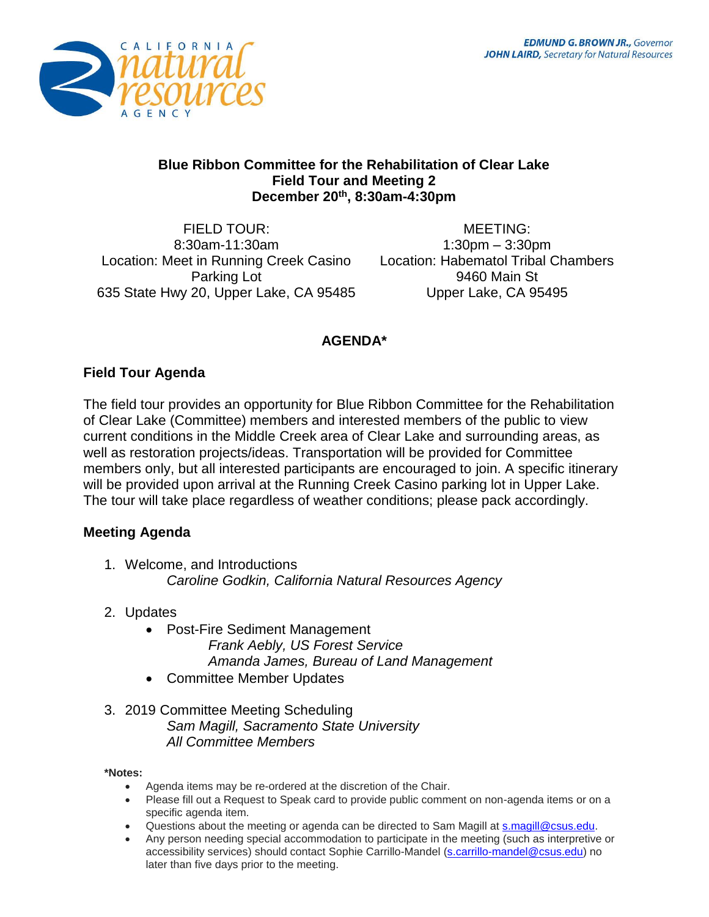**EDMUND G. BROWN JR.,** *Governor*
**JOHN LAIRD,** *Secretary for Natural Resources*

# Blue Ribbon Committee for the Rehabilitation of Clear Lake
## Field Tour and Meeting 2
## December 20th, 8:30am-4:30pm

FIELD TOUR:
8:30am-11:30am
Location: Meet in Running Creek Casino Parking Lot
635 State Hwy 20, Upper Lake, CA 95485

MEETING:
1:30pm – 3:30pm
Location: Habematol Tribal Chambers
9460 Main St
Upper Lake, CA 95495

## AGENDA*

### Field Tour Agenda

The field tour provides an opportunity for Blue Ribbon Committee for the Rehabilitation of Clear Lake (Committee) members and interested members of the public to view current conditions in the Middle Creek area of Clear Lake and surrounding areas, as well as restoration projects/ideas. Transportation will be provided for Committee members only, but all interested participants are encouraged to join. A specific itinerary will be provided upon arrival at the Running Creek Casino parking lot in Upper Lake. The tour will take place regardless of weather conditions; please pack accordingly.

### Meeting Agenda

1. Welcome, and Introductions
   *Caroline Godkin, California Natural Resources Agency*
2. Updates
   - Post-Fire Sediment Management
     *Frank Aebly, US Forest Service*
     *Amanda James, Bureau of Land Management*
   - Committee Member Updates
3. 2019 Committee Meeting Scheduling
   *Sam Magill, Sacramento State University*
   *All Committee Members*

***Notes:**

- Agenda items may be re-ordered at the discretion of the Chair.
- Please fill out a Request to Speak card to provide public comment on non-agenda items or on a specific agenda item.
- Questions about the meeting or agenda can be directed to Sam Magill at s.magill@csus.edu.
- Any person needing special accommodation to participate in the meeting (such as interpretive or accessibility services) should contact Sophie Carrillo-Mandel (s.carrillo-mandel@csus.edu) no later than five days prior to the meeting.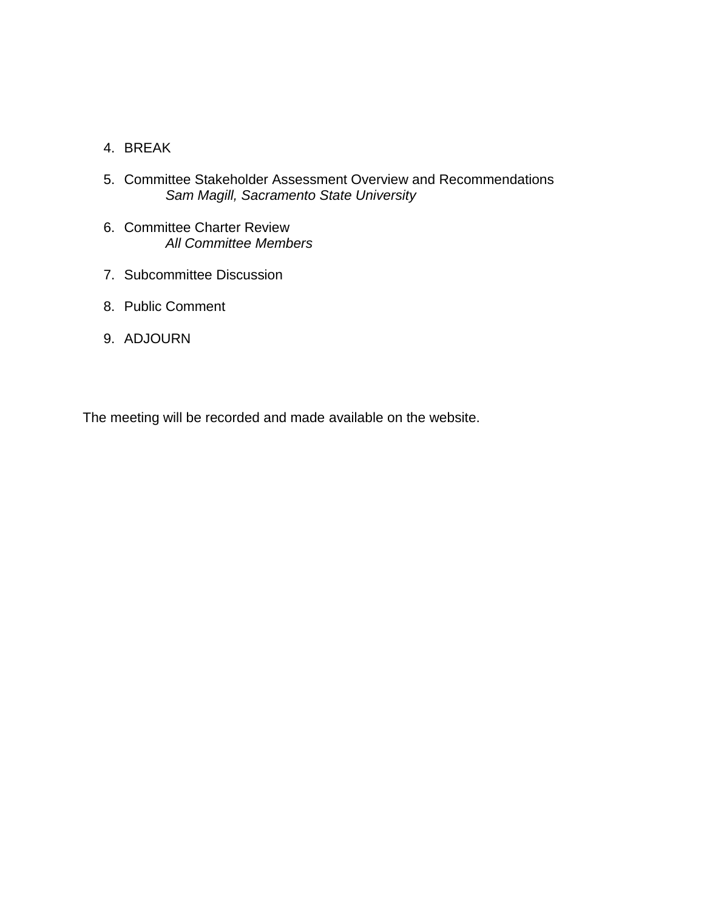4. BREAK

5. Committee Stakeholder Assessment Overview and Recommendations
   *Sam Magill, Sacramento State University*

6. Committee Charter Review
   *All Committee Members*

7. Subcommittee Discussion

8. Public Comment

9. ADJOURN

The meeting will be recorded and made available on the website.